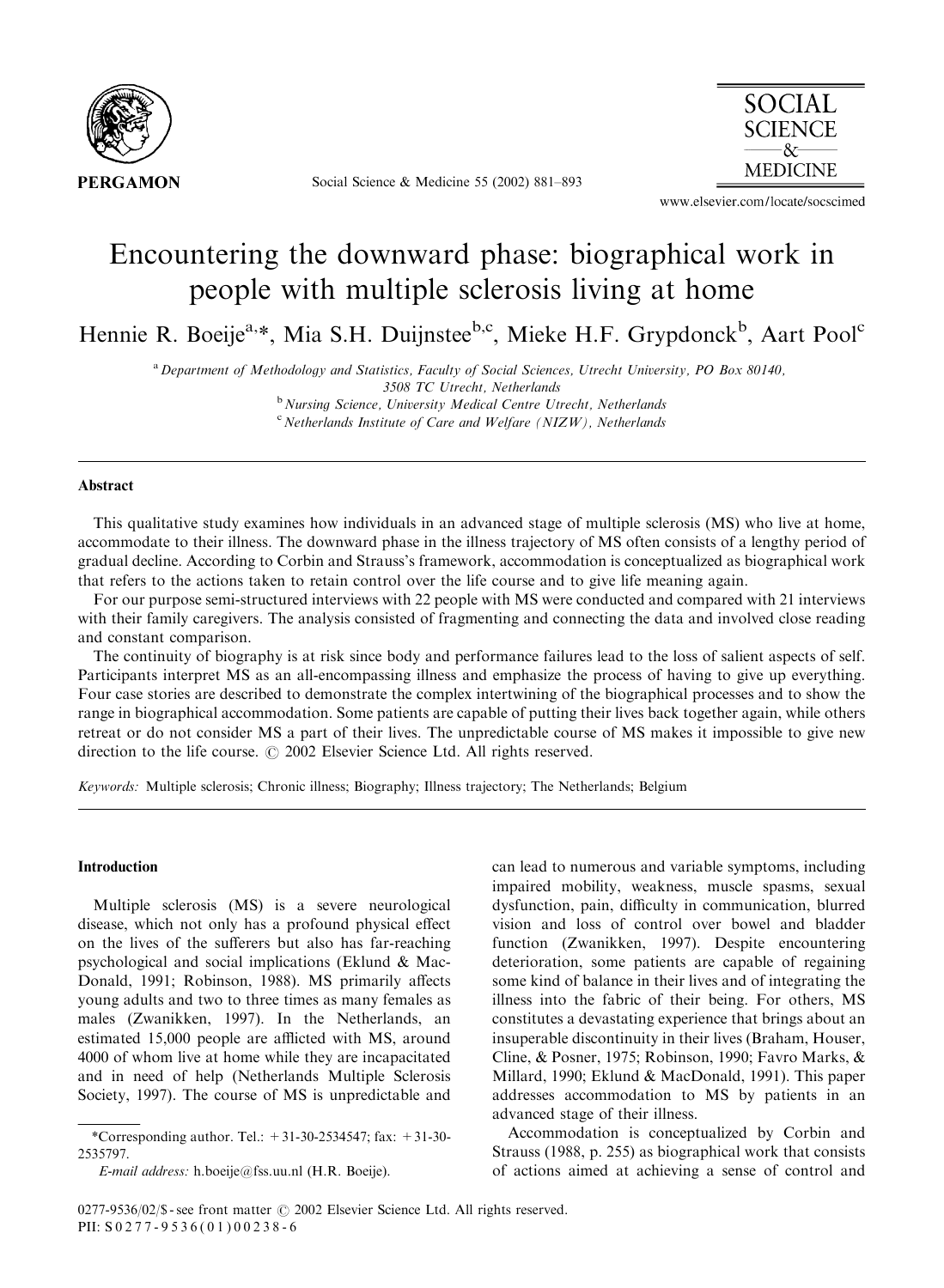# Encountering the downward phase: biographical work in people with multiple sclerosis living at home

Hennie R. Boeije[a,*], Mia S.H. Duijnstee[b,c], Mieke H.F. Grypdonck[b], Aart Pool[c]

[a] Department of Methodology and Statistics, Faculty of Social Sciences, Utrecht University, PO Box 80140, 3508 TC Utrecht, Netherlands

[b] Nursing Science, University Medical Centre Utrecht, Netherlands

[c] Netherlands Institute of Care and Welfare (NIZW), Netherlands

## Abstract

This qualitative study examines how individuals in an advanced stage of multiple sclerosis (MS) who live at home, accommodate to their illness. The downward phase in the illness trajectory of MS often consists of a lengthy period of gradual decline. According to Corbin and Strauss's framework, accommodation is conceptualized as biographical work that refers to the actions taken to retain control over the life course and to give life meaning again.

For our purpose semi-structured interviews with 22 people with MS were conducted and compared with 21 interviews with their family caregivers. The analysis consisted of fragmenting and connecting the data and involved close reading and constant comparison.

The continuity of biography is at risk since body and performance failures lead to the loss of salient aspects of self. Participants interpret MS as an all-encompassing illness and emphasize the process of having to give up everything. Four case stories are described to demonstrate the complex intertwining of the biographical processes and to show the range in biographical accommodation. Some patients are capable of putting their lives back together again, while others retreat or do not consider MS a part of their lives. The unpredictable course of MS makes it impossible to give new direction to the life course. © 2002 Elsevier Science Ltd. All rights reserved.

*Keywords:* Multiple sclerosis; Chronic illness; Biography; Illness trajectory; The Netherlands; Belgium

## Introduction

Multiple sclerosis (MS) is a severe neurological disease, which not only has a profound physical effect on the lives of the sufferers but also has far-reaching psychological and social implications (Eklund & MacDonald, 1991; Robinson, 1988). MS primarily affects young adults and two to three times as many females as males (Zwanikken, 1997). In the Netherlands, an estimated 15,000 people are afflicted with MS, around 4000 of whom live at home while they are incapacitated and in need of help (Netherlands Multiple Sclerosis Society, 1997). The course of MS is unpredictable and can lead to numerous and variable symptoms, including impaired mobility, weakness, muscle spasms, sexual dysfunction, pain, difficulty in communication, blurred vision and loss of control over bowel and bladder function (Zwanikken, 1997). Despite encountering deterioration, some patients are capable of regaining some kind of balance in their lives and of integrating the illness into the fabric of their being. For others, MS constitutes a devastating experience that brings about an insuperable discontinuity in their lives (Braham, Houser, Cline, & Posner, 1975; Robinson, 1990; Favro Marks, & Millard, 1990; Eklund & MacDonald, 1991). This paper addresses accommodation to MS by patients in an advanced stage of their illness.

Accommodation is conceptualized by Corbin and Strauss (1988, p. 255) as biographical work that consists of actions aimed at achieving a sense of control and

*Corresponding author. Tel.: +31-30-2534547; fax: +31-30-2535797.

*E-mail address:* h.boeije@fss.uu.nl (H.R. Boeije).

0277-9536/02/$ - see front matter © 2002 Elsevier Science Ltd. All rights reserved.
PII: S0277-9536(01)00238-6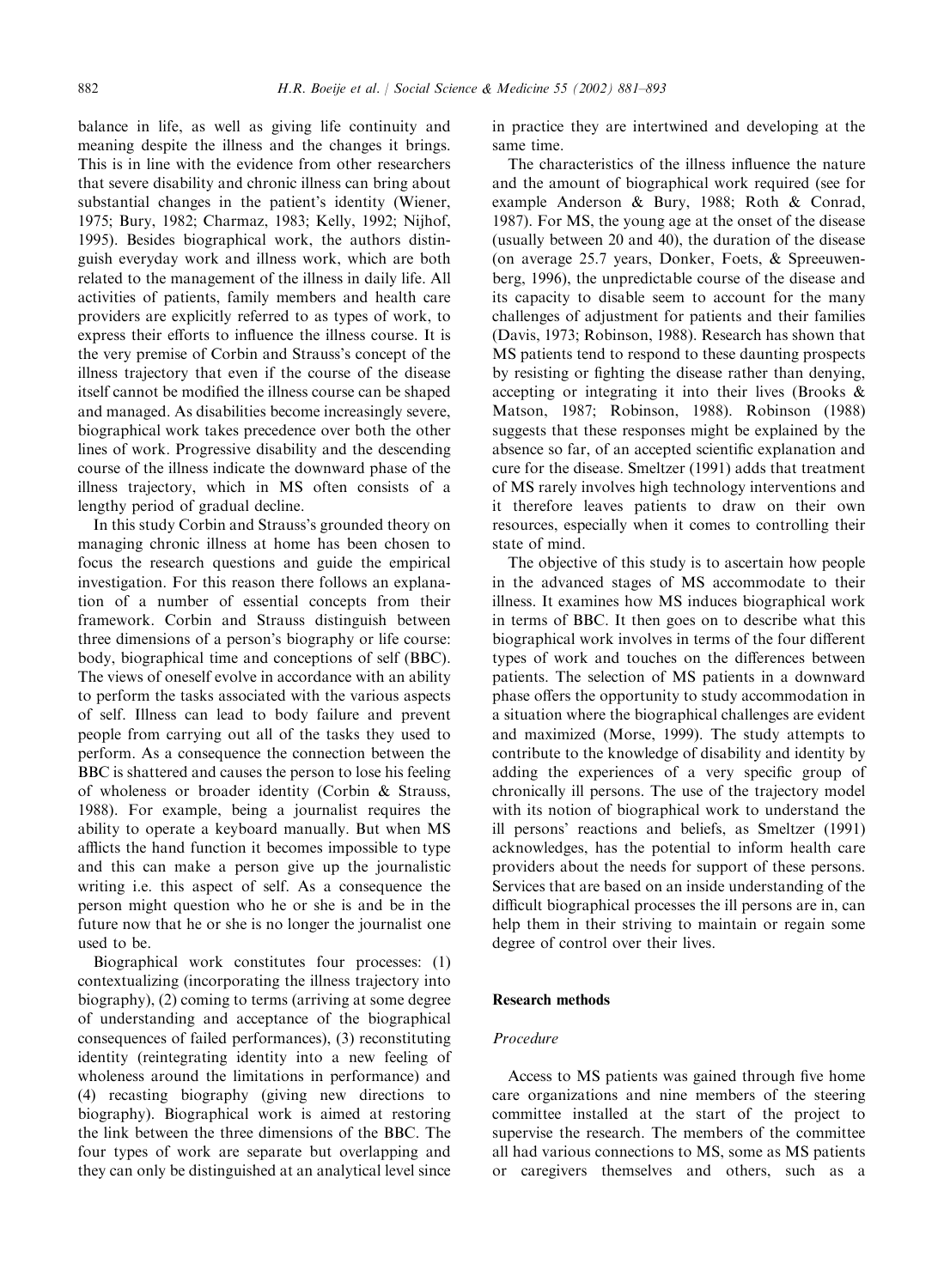balance in life, as well as giving life continuity and meaning despite the illness and the changes it brings. This is in line with the evidence from other researchers that severe disability and chronic illness can bring about substantial changes in the patient's identity (Wiener, 1975; Bury, 1982; Charmaz, 1983; Kelly, 1992; Nijhof, 1995). Besides biographical work, the authors distinguish everyday work and illness work, which are both related to the management of the illness in daily life. All activities of patients, family members and health care providers are explicitly referred to as types of work, to express their efforts to influence the illness course. It is the very premise of Corbin and Strauss's concept of the illness trajectory that even if the course of the disease itself cannot be modified the illness course can be shaped and managed. As disabilities become increasingly severe, biographical work takes precedence over both the other lines of work. Progressive disability and the descending course of the illness indicate the downward phase of the illness trajectory, which in MS often consists of a lengthy period of gradual decline.

In this study Corbin and Strauss's grounded theory on managing chronic illness at home has been chosen to focus the research questions and guide the empirical investigation. For this reason there follows an explanation of a number of essential concepts from their framework. Corbin and Strauss distinguish between three dimensions of a person's biography or life course: body, biographical time and conceptions of self (BBC). The views of oneself evolve in accordance with an ability to perform the tasks associated with the various aspects of self. Illness can lead to body failure and prevent people from carrying out all of the tasks they used to perform. As a consequence the connection between the BBC is shattered and causes the person to lose his feeling of wholeness or broader identity (Corbin & Strauss, 1988). For example, being a journalist requires the ability to operate a keyboard manually. But when MS afflicts the hand function it becomes impossible to type and this can make a person give up the journalistic writing i.e. this aspect of self. As a consequence the person might question who he or she is and be in the future now that he or she is no longer the journalist one used to be.

Biographical work constitutes four processes: (1) contextualizing (incorporating the illness trajectory into biography), (2) coming to terms (arriving at some degree of understanding and acceptance of the biographical consequences of failed performances), (3) reconstituting identity (reintegrating identity into a new feeling of wholeness around the limitations in performance) and (4) recasting biography (giving new directions to biography). Biographical work is aimed at restoring the link between the three dimensions of the BBC. The four types of work are separate but overlapping and they can only be distinguished at an analytical level since in practice they are intertwined and developing at the same time.

The characteristics of the illness influence the nature and the amount of biographical work required (see for example Anderson & Bury, 1988; Roth & Conrad, 1987). For MS, the young age at the onset of the disease (usually between 20 and 40), the duration of the disease (on average 25.7 years, Donker, Foets, & Spreeuwenberg, 1996), the unpredictable course of the disease and its capacity to disable seem to account for the many challenges of adjustment for patients and their families (Davis, 1973; Robinson, 1988). Research has shown that MS patients tend to respond to these daunting prospects by resisting or fighting the disease rather than denying, accepting or integrating it into their lives (Brooks & Matson, 1987; Robinson, 1988). Robinson (1988) suggests that these responses might be explained by the absence so far, of an accepted scientific explanation and cure for the disease. Smeltzer (1991) adds that treatment of MS rarely involves high technology interventions and it therefore leaves patients to draw on their own resources, especially when it comes to controlling their state of mind.

The objective of this study is to ascertain how people in the advanced stages of MS accommodate to their illness. It examines how MS induces biographical work in terms of BBC. It then goes on to describe what this biographical work involves in terms of the four different types of work and touches on the differences between patients. The selection of MS patients in a downward phase offers the opportunity to study accommodation in a situation where the biographical challenges are evident and maximized (Morse, 1999). The study attempts to contribute to the knowledge of disability and identity by adding the experiences of a very specific group of chronically ill persons. The use of the trajectory model with its notion of biographical work to understand the ill persons' reactions and beliefs, as Smeltzer (1991) acknowledges, has the potential to inform health care providers about the needs for support of these persons. Services that are based on an inside understanding of the difficult biographical processes the ill persons are in, can help them in their striving to maintain or regain some degree of control over their lives.

## Research methods

### *Procedure*

Access to MS patients was gained through five home care organizations and nine members of the steering committee installed at the start of the project to supervise the research. The members of the committee all had various connections to MS, some as MS patients or caregivers themselves and others, such as a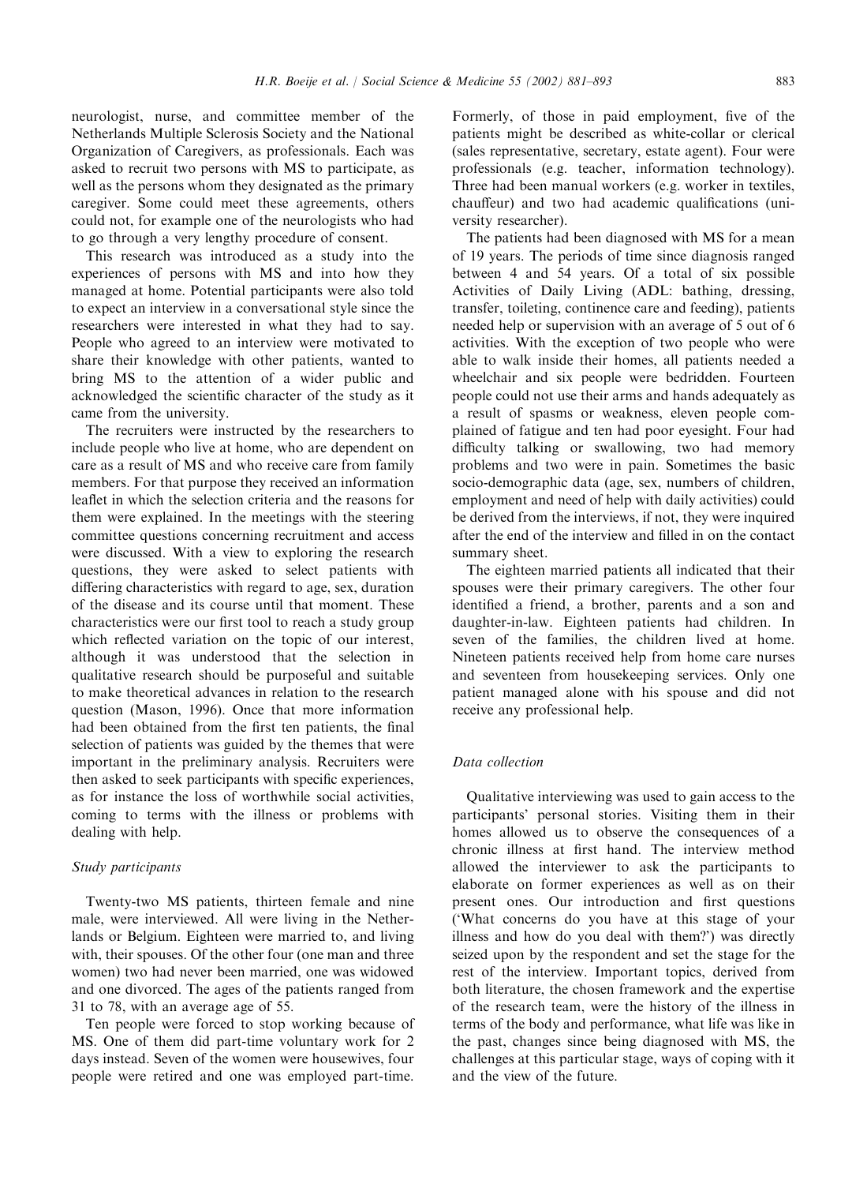neurologist, nurse, and committee member of the Netherlands Multiple Sclerosis Society and the National Organization of Caregivers, as professionals. Each was asked to recruit two persons with MS to participate, as well as the persons whom they designated as the primary caregiver. Some could meet these agreements, others could not, for example one of the neurologists who had to go through a very lengthy procedure of consent.

This research was introduced as a study into the experiences of persons with MS and into how they managed at home. Potential participants were also told to expect an interview in a conversational style since the researchers were interested in what they had to say. People who agreed to an interview were motivated to share their knowledge with other patients, wanted to bring MS to the attention of a wider public and acknowledged the scientific character of the study as it came from the university.

The recruiters were instructed by the researchers to include people who live at home, who are dependent on care as a result of MS and who receive care from family members. For that purpose they received an information leaflet in which the selection criteria and the reasons for them were explained. In the meetings with the steering committee questions concerning recruitment and access were discussed. With a view to exploring the research questions, they were asked to select patients with differing characteristics with regard to age, sex, duration of the disease and its course until that moment. These characteristics were our first tool to reach a study group which reflected variation on the topic of our interest, although it was understood that the selection in qualitative research should be purposeful and suitable to make theoretical advances in relation to the research question (Mason, 1996). Once that more information had been obtained from the first ten patients, the final selection of patients was guided by the themes that were important in the preliminary analysis. Recruiters were then asked to seek participants with specific experiences, as for instance the loss of worthwhile social activities, coming to terms with the illness or problems with dealing with help.

### *Study participants*

Twenty-two MS patients, thirteen female and nine male, were interviewed. All were living in the Netherlands or Belgium. Eighteen were married to, and living with, their spouses. Of the other four (one man and three women) two had never been married, one was widowed and one divorced. The ages of the patients ranged from 31 to 78, with an average age of 55.

Ten people were forced to stop working because of MS. One of them did part-time voluntary work for 2 days instead. Seven of the women were housewives, four people were retired and one was employed part-time. Formerly, of those in paid employment, five of the patients might be described as white-collar or clerical (sales representative, secretary, estate agent). Four were professionals (e.g. teacher, information technology). Three had been manual workers (e.g. worker in textiles, chauffeur) and two had academic qualifications (university researcher).

The patients had been diagnosed with MS for a mean of 19 years. The periods of time since diagnosis ranged between 4 and 54 years. Of a total of six possible Activities of Daily Living (ADL: bathing, dressing, transfer, toileting, continence care and feeding), patients needed help or supervision with an average of 5 out of 6 activities. With the exception of two people who were able to walk inside their homes, all patients needed a wheelchair and six people were bedridden. Fourteen people could not use their arms and hands adequately as a result of spasms or weakness, eleven people complained of fatigue and ten had poor eyesight. Four had difficulty talking or swallowing, two had memory problems and two were in pain. Sometimes the basic socio-demographic data (age, sex, numbers of children, employment and need of help with daily activities) could be derived from the interviews, if not, they were inquired after the end of the interview and filled in on the contact summary sheet.

The eighteen married patients all indicated that their spouses were their primary caregivers. The other four identified a friend, a brother, parents and a son and daughter-in-law. Eighteen patients had children. In seven of the families, the children lived at home. Nineteen patients received help from home care nurses and seventeen from housekeeping services. Only one patient managed alone with his spouse and did not receive any professional help.

### *Data collection*

Qualitative interviewing was used to gain access to the participants' personal stories. Visiting them in their homes allowed us to observe the consequences of a chronic illness at first hand. The interview method allowed the interviewer to ask the participants to elaborate on former experiences as well as on their present ones. Our introduction and first questions ('What concerns do you have at this stage of your illness and how do you deal with them?') was directly seized upon by the respondent and set the stage for the rest of the interview. Important topics, derived from both literature, the chosen framework and the expertise of the research team, were the history of the illness in terms of the body and performance, what life was like in the past, changes since being diagnosed with MS, the challenges at this particular stage, ways of coping with it and the view of the future.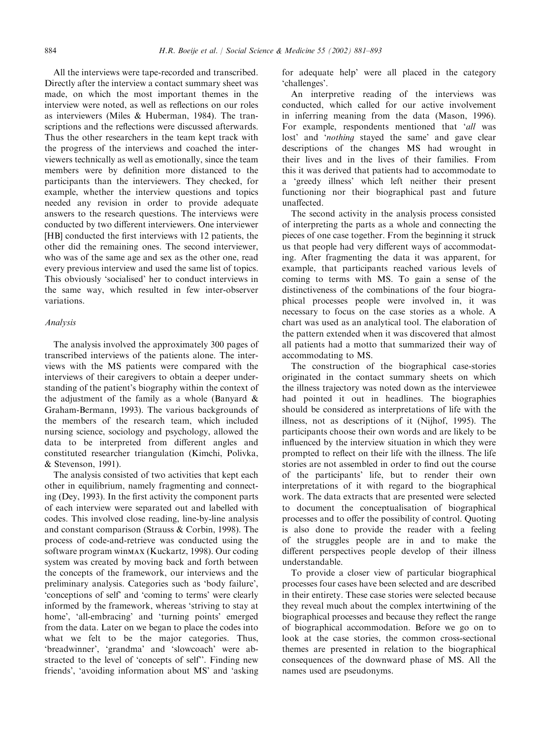All the interviews were tape-recorded and transcribed. Directly after the interview a contact summary sheet was made, on which the most important themes in the interview were noted, as well as reflections on our roles as interviewers (Miles & Huberman, 1984). The transcriptions and the reflections were discussed afterwards. Thus the other researchers in the team kept track with the progress of the interviews and coached the interviewers technically as well as emotionally, since the team members were by definition more distanced to the participants than the interviewers. They checked, for example, whether the interview questions and topics needed any revision in order to provide adequate answers to the research questions. The interviews were conducted by two different interviewers. One interviewer [HB] conducted the first interviews with 12 patients, the other did the remaining ones. The second interviewer, who was of the same age and sex as the other one, read every previous interview and used the same list of topics. This obviously 'socialised' her to conduct interviews in the same way, which resulted in few inter-observer variations.

### Analysis

The analysis involved the approximately 300 pages of transcribed interviews of the patients alone. The interviews with the MS patients were compared with the interviews of their caregivers to obtain a deeper understanding of the patient's biography within the context of the adjustment of the family as a whole (Banyard & Graham-Bermann, 1993). The various backgrounds of the members of the research team, which included nursing science, sociology and psychology, allowed the data to be interpreted from different angles and constituted researcher triangulation (Kimchi, Polivka, & Stevenson, 1991).

The analysis consisted of two activities that kept each other in equilibrium, namely fragmenting and connecting (Dey, 1993). In the first activity the component parts of each interview were separated out and labelled with codes. This involved close reading, line-by-line analysis and constant comparison (Strauss & Corbin, 1998). The process of code-and-retrieve was conducted using the software program WINMAX (Kuckartz, 1998). Our coding system was created by moving back and forth between the concepts of the framework, our interviews and the preliminary analysis. Categories such as 'body failure', 'conceptions of self' and 'coming to terms' were clearly informed by the framework, whereas 'striving to stay at home', 'all-embracing' and 'turning points' emerged from the data. Later on we began to place the codes into what we felt to be the major categories. Thus, 'breadwinner', 'grandma' and 'slowcoach' were abstracted to the level of 'concepts of self''. Finding new friends', 'avoiding information about MS' and 'asking for adequate help' were all placed in the category 'challenges'.

An interpretive reading of the interviews was conducted, which called for our active involvement in inferring meaning from the data (Mason, 1996). For example, respondents mentioned that '*all* was lost' and '*nothing* stayed the same' and gave clear descriptions of the changes MS had wrought in their lives and in the lives of their families. From this it was derived that patients had to accommodate to a 'greedy illness' which left neither their present functioning nor their biographical past and future unaffected.

The second activity in the analysis process consisted of interpreting the parts as a whole and connecting the pieces of one case together. From the beginning it struck us that people had very different ways of accommodating. After fragmenting the data it was apparent, for example, that participants reached various levels of coming to terms with MS. To gain a sense of the distinctiveness of the combinations of the four biographical processes people were involved in, it was necessary to focus on the case stories as a whole. A chart was used as an analytical tool. The elaboration of the pattern extended when it was discovered that almost all patients had a motto that summarized their way of accommodating to MS.

The construction of the biographical case-stories originated in the contact summary sheets on which the illness trajectory was noted down as the interviewee had pointed it out in headlines. The biographies should be considered as interpretations of life with the illness, not as descriptions of it (Nijhof, 1995). The participants choose their own words and are likely to be influenced by the interview situation in which they were prompted to reflect on their life with the illness. The life stories are not assembled in order to find out the course of the participants' life, but to render their own interpretations of it with regard to the biographical work. The data extracts that are presented were selected to document the conceptualisation of biographical processes and to offer the possibility of control. Quoting is also done to provide the reader with a feeling of the struggles people are in and to make the different perspectives people develop of their illness understandable.

To provide a closer view of particular biographical processes four cases have been selected and are described in their entirety. These case stories were selected because they reveal much about the complex intertwining of the biographical processes and because they reflect the range of biographical accommodation. Before we go on to look at the case stories, the common cross-sectional themes are presented in relation to the biographical consequences of the downward phase of MS. All the names used are pseudonyms.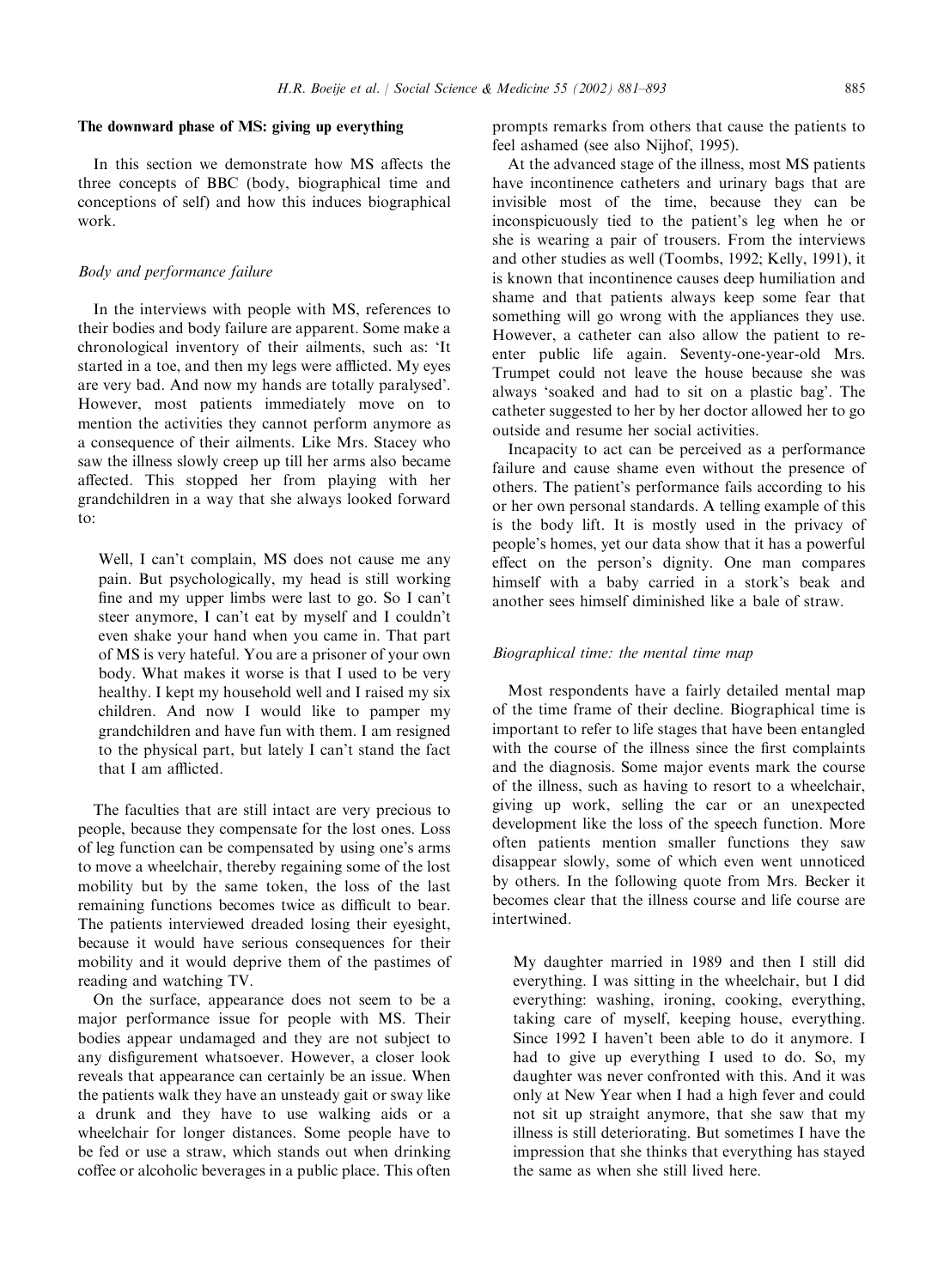## The downward phase of MS: giving up everything

In this section we demonstrate how MS affects the three concepts of BBC (body, biographical time and conceptions of self) and how this induces biographical work.

### *Body and performance failure*

In the interviews with people with MS, references to their bodies and body failure are apparent. Some make a chronological inventory of their ailments, such as: 'It started in a toe, and then my legs were afflicted. My eyes are very bad. And now my hands are totally paralysed'. However, most patients immediately move on to mention the activities they cannot perform anymore as a consequence of their ailments. Like Mrs. Stacey who saw the illness slowly creep up till her arms also became affected. This stopped her from playing with her grandchildren in a way that she always looked forward to:

> Well, I can't complain, MS does not cause me any pain. But psychologically, my head is still working fine and my upper limbs were last to go. So I can't steer anymore, I can't eat by myself and I couldn't even shake your hand when you came in. That part of MS is very hateful. You are a prisoner of your own body. What makes it worse is that I used to be very healthy. I kept my household well and I raised my six children. And now I would like to pamper my grandchildren and have fun with them. I am resigned to the physical part, but lately I can't stand the fact that I am afflicted.

The faculties that are still intact are very precious to people, because they compensate for the lost ones. Loss of leg function can be compensated by using one's arms to move a wheelchair, thereby regaining some of the lost mobility but by the same token, the loss of the last remaining functions becomes twice as difficult to bear. The patients interviewed dreaded losing their eyesight, because it would have serious consequences for their mobility and it would deprive them of the pastimes of reading and watching TV.

On the surface, appearance does not seem to be a major performance issue for people with MS. Their bodies appear undamaged and they are not subject to any disfigurement whatsoever. However, a closer look reveals that appearance can certainly be an issue. When the patients walk they have an unsteady gait or sway like a drunk and they have to use walking aids or a wheelchair for longer distances. Some people have to be fed or use a straw, which stands out when drinking coffee or alcoholic beverages in a public place. This often prompts remarks from others that cause the patients to feel ashamed (see also Nijhof, 1995).

At the advanced stage of the illness, most MS patients have incontinence catheters and urinary bags that are invisible most of the time, because they can be inconspicuously tied to the patient's leg when he or she is wearing a pair of trousers. From the interviews and other studies as well (Toombs, 1992; Kelly, 1991), it is known that incontinence causes deep humiliation and shame and that patients always keep some fear that something will go wrong with the appliances they use. However, a catheter can also allow the patient to re-enter public life again. Seventy-one-year-old Mrs. Trumpet could not leave the house because she was always 'soaked and had to sit on a plastic bag'. The catheter suggested to her by her doctor allowed her to go outside and resume her social activities.

Incapacity to act can be perceived as a performance failure and cause shame even without the presence of others. The patient's performance fails according to his or her own personal standards. A telling example of this is the body lift. It is mostly used in the privacy of people's homes, yet our data show that it has a powerful effect on the person's dignity. One man compares himself with a baby carried in a stork's beak and another sees himself diminished like a bale of straw.

### *Biographical time: the mental time map*

Most respondents have a fairly detailed mental map of the time frame of their decline. Biographical time is important to refer to life stages that have been entangled with the course of the illness since the first complaints and the diagnosis. Some major events mark the course of the illness, such as having to resort to a wheelchair, giving up work, selling the car or an unexpected development like the loss of the speech function. More often patients mention smaller functions they saw disappear slowly, some of which even went unnoticed by others. In the following quote from Mrs. Becker it becomes clear that the illness course and life course are intertwined.

> My daughter married in 1989 and then I still did everything. I was sitting in the wheelchair, but I did everything: washing, ironing, cooking, everything, taking care of myself, keeping house, everything. Since 1992 I haven't been able to do it anymore. I had to give up everything I used to do. So, my daughter was never confronted with this. And it was only at New Year when I had a high fever and could not sit up straight anymore, that she saw that my illness is still deteriorating. But sometimes I have the impression that she thinks that everything has stayed the same as when she still lived here.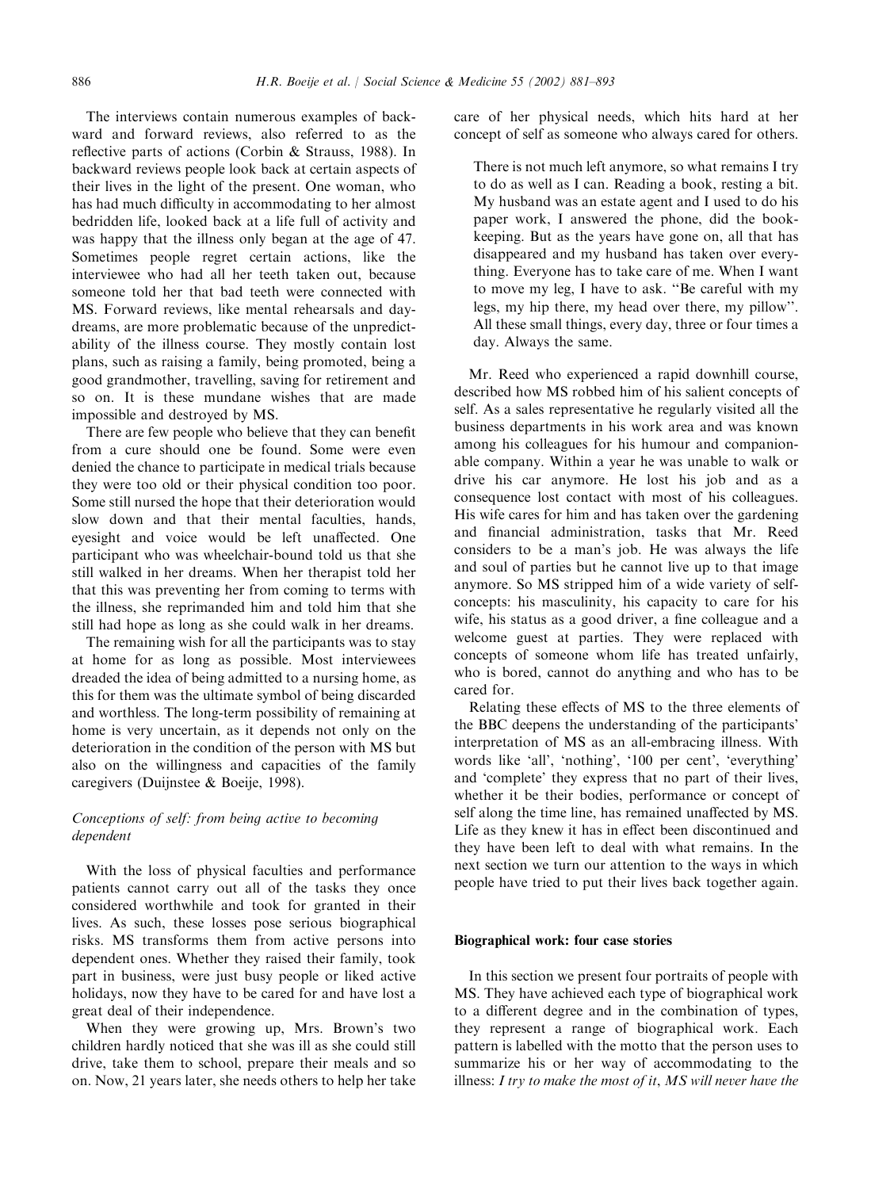The interviews contain numerous examples of backward and forward reviews, also referred to as the reflective parts of actions (Corbin & Strauss, 1988). In backward reviews people look back at certain aspects of their lives in the light of the present. One woman, who has had much difficulty in accommodating to her almost bedridden life, looked back at a life full of activity and was happy that the illness only began at the age of 47. Sometimes people regret certain actions, like the interviewee who had all her teeth taken out, because someone told her that bad teeth were connected with MS. Forward reviews, like mental rehearsals and daydreams, are more problematic because of the unpredictability of the illness course. They mostly contain lost plans, such as raising a family, being promoted, being a good grandmother, travelling, saving for retirement and so on. It is these mundane wishes that are made impossible and destroyed by MS.

There are few people who believe that they can benefit from a cure should one be found. Some were even denied the chance to participate in medical trials because they were too old or their physical condition too poor. Some still nursed the hope that their deterioration would slow down and that their mental faculties, hands, eyesight and voice would be left unaffected. One participant who was wheelchair-bound told us that she still walked in her dreams. When her therapist told her that this was preventing her from coming to terms with the illness, she reprimanded him and told him that she still had hope as long as she could walk in her dreams.

The remaining wish for all the participants was to stay at home for as long as possible. Most interviewees dreaded the idea of being admitted to a nursing home, as this for them was the ultimate symbol of being discarded and worthless. The long-term possibility of remaining at home is very uncertain, as it depends not only on the deterioration in the condition of the person with MS but also on the willingness and capacities of the family caregivers (Duijnstee & Boeije, 1998).

### *Conceptions of self: from being active to becoming dependent*

With the loss of physical faculties and performance patients cannot carry out all of the tasks they once considered worthwhile and took for granted in their lives. As such, these losses pose serious biographical risks. MS transforms them from active persons into dependent ones. Whether they raised their family, took part in business, were just busy people or liked active holidays, now they have to be cared for and have lost a great deal of their independence.

When they were growing up, Mrs. Brown's two children hardly noticed that she was ill as she could still drive, take them to school, prepare their meals and so on. Now, 21 years later, she needs others to help her take care of her physical needs, which hits hard at her concept of self as someone who always cared for others.

> There is not much left anymore, so what remains I try to do as well as I can. Reading a book, resting a bit. My husband was an estate agent and I used to do his paper work, I answered the phone, did the bookkeeping. But as the years have gone on, all that has disappeared and my husband has taken over everything. Everyone has to take care of me. When I want to move my leg, I have to ask. "Be careful with my legs, my hip there, my head over there, my pillow". All these small things, every day, three or four times a day. Always the same.

Mr. Reed who experienced a rapid downhill course, described how MS robbed him of his salient concepts of self. As a sales representative he regularly visited all the business departments in his work area and was known among his colleagues for his humour and companionable company. Within a year he was unable to walk or drive his car anymore. He lost his job and as a consequence lost contact with most of his colleagues. His wife cares for him and has taken over the gardening and financial administration, tasks that Mr. Reed considers to be a man's job. He was always the life and soul of parties but he cannot live up to that image anymore. So MS stripped him of a wide variety of self-concepts: his masculinity, his capacity to care for his wife, his status as a good driver, a fine colleague and a welcome guest at parties. They were replaced with concepts of someone whom life has treated unfairly, who is bored, cannot do anything and who has to be cared for.

Relating these effects of MS to the three elements of the BBC deepens the understanding of the participants' interpretation of MS as an all-embracing illness. With words like 'all', 'nothing', '100 per cent', 'everything' and 'complete' they express that no part of their lives, whether it be their bodies, performance or concept of self along the time line, has remained unaffected by MS. Life as they knew it has in effect been discontinued and they have been left to deal with what remains. In the next section we turn our attention to the ways in which people have tried to put their lives back together again.

## Biographical work: four case stories

In this section we present four portraits of people with MS. They have achieved each type of biographical work to a different degree and in the combination of types, they represent a range of biographical work. Each pattern is labelled with the motto that the person uses to summarize his or her way of accommodating to the illness: *I try to make the most of it*, *MS will never have the*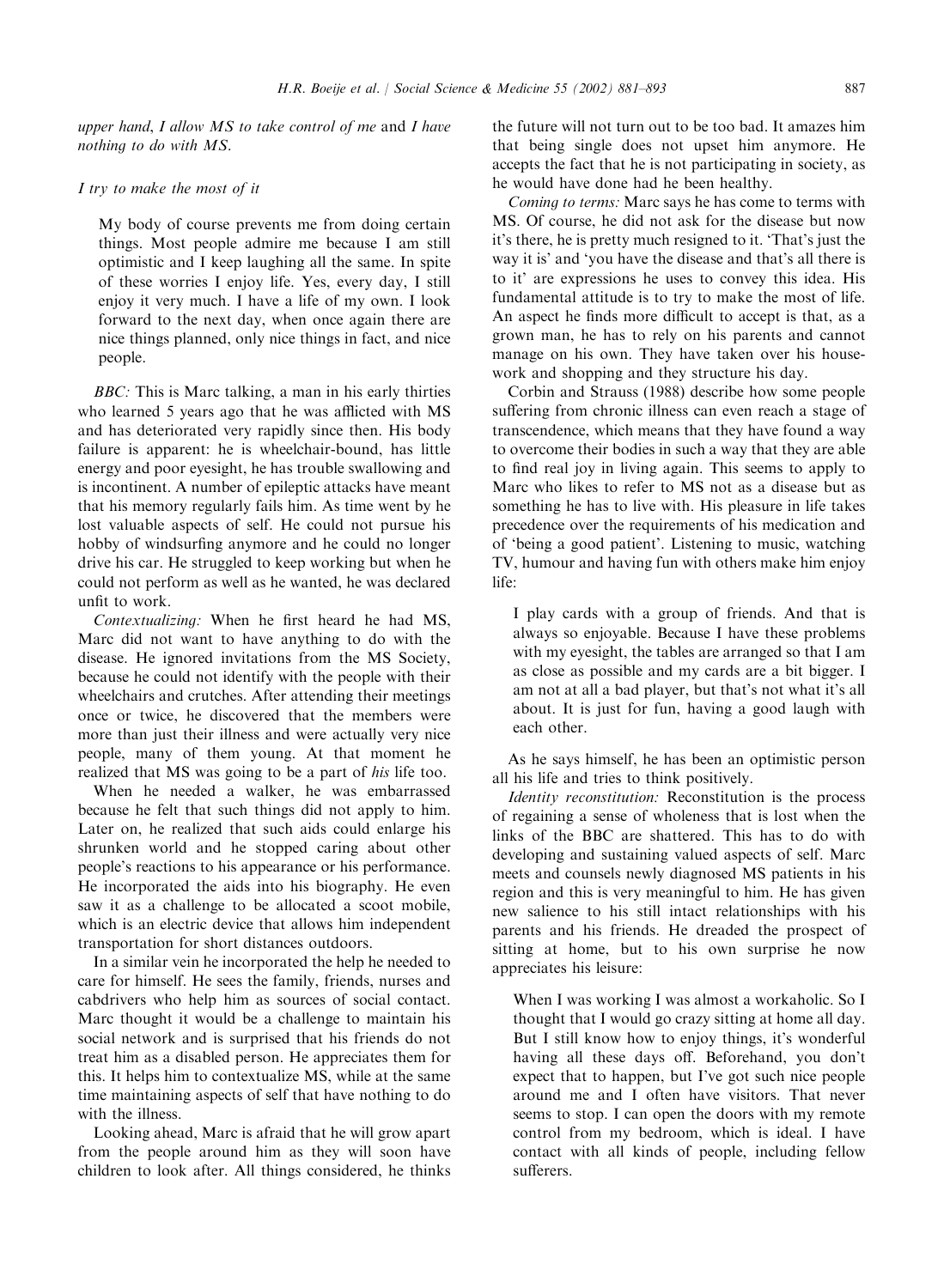*upper hand*, *I allow MS to take control of me* and *I have nothing to do with MS*.

*I try to make the most of it*

> My body of course prevents me from doing certain things. Most people admire me because I am still optimistic and I keep laughing all the same. In spite of these worries I enjoy life. Yes, every day, I still enjoy it very much. I have a life of my own. I look forward to the next day, when once again there are nice things planned, only nice things in fact, and nice people.

*BBC:* This is Marc talking, a man in his early thirties who learned 5 years ago that he was afflicted with MS and has deteriorated very rapidly since then. His body failure is apparent: he is wheelchair-bound, has little energy and poor eyesight, he has trouble swallowing and is incontinent. A number of epileptic attacks have meant that his memory regularly fails him. As time went by he lost valuable aspects of self. He could not pursue his hobby of windsurfing anymore and he could no longer drive his car. He struggled to keep working but when he could not perform as well as he wanted, he was declared unfit to work.

*Contextualizing:* When he first heard he had MS, Marc did not want to have anything to do with the disease. He ignored invitations from the MS Society, because he could not identify with the people with their wheelchairs and crutches. After attending their meetings once or twice, he discovered that the members were more than just their illness and were actually very nice people, many of them young. At that moment he realized that MS was going to be a part of *his* life too.

When he needed a walker, he was embarrassed because he felt that such things did not apply to him. Later on, he realized that such aids could enlarge his shrunken world and he stopped caring about other people's reactions to his appearance or his performance. He incorporated the aids into his biography. He even saw it as a challenge to be allocated a scoot mobile, which is an electric device that allows him independent transportation for short distances outdoors.

In a similar vein he incorporated the help he needed to care for himself. He sees the family, friends, nurses and cabdrivers who help him as sources of social contact. Marc thought it would be a challenge to maintain his social network and is surprised that his friends do not treat him as a disabled person. He appreciates them for this. It helps him to contextualize MS, while at the same time maintaining aspects of self that have nothing to do with the illness.

Looking ahead, Marc is afraid that he will grow apart from the people around him as they will soon have children to look after. All things considered, he thinks the future will not turn out to be too bad. It amazes him that being single does not upset him anymore. He accepts the fact that he is not participating in society, as he would have done had he been healthy.

*Coming to terms:* Marc says he has come to terms with MS. Of course, he did not ask for the disease but now it's there, he is pretty much resigned to it. 'That's just the way it is' and 'you have the disease and that's all there is to it' are expressions he uses to convey this idea. His fundamental attitude is to try to make the most of life. An aspect he finds more difficult to accept is that, as a grown man, he has to rely on his parents and cannot manage on his own. They have taken over his housework and shopping and they structure his day.

Corbin and Strauss (1988) describe how some people suffering from chronic illness can even reach a stage of transcendence, which means that they have found a way to overcome their bodies in such a way that they are able to find real joy in living again. This seems to apply to Marc who likes to refer to MS not as a disease but as something he has to live with. His pleasure in life takes precedence over the requirements of his medication and of 'being a good patient'. Listening to music, watching TV, humour and having fun with others make him enjoy life:

> I play cards with a group of friends. And that is always so enjoyable. Because I have these problems with my eyesight, the tables are arranged so that I am as close as possible and my cards are a bit bigger. I am not at all a bad player, but that's not what it's all about. It is just for fun, having a good laugh with each other.

As he says himself, he has been an optimistic person all his life and tries to think positively.

*Identity reconstitution:* Reconstitution is the process of regaining a sense of wholeness that is lost when the links of the BBC are shattered. This has to do with developing and sustaining valued aspects of self. Marc meets and counsels newly diagnosed MS patients in his region and this is very meaningful to him. He has given new salience to his still intact relationships with his parents and his friends. He dreaded the prospect of sitting at home, but to his own surprise he now appreciates his leisure:

> When I was working I was almost a workaholic. So I thought that I would go crazy sitting at home all day. But I still know how to enjoy things, it's wonderful having all these days off. Beforehand, you don't expect that to happen, but I've got such nice people around me and I often have visitors. That never seems to stop. I can open the doors with my remote control from my bedroom, which is ideal. I have contact with all kinds of people, including fellow sufferers.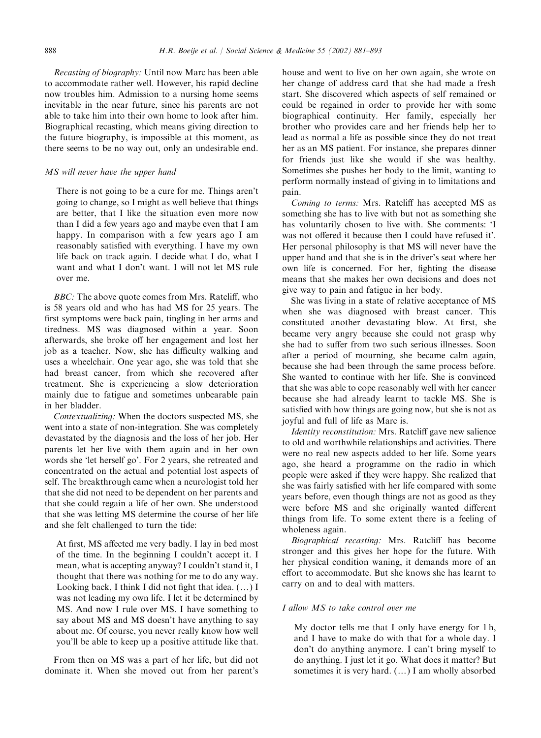*Recasting of biography:* Until now Marc has been able to accommodate rather well. However, his rapid decline now troubles him. Admission to a nursing home seems inevitable in the near future, since his parents are not able to take him into their own home to look after him. Biographical recasting, which means giving direction to the future biography, is impossible at this moment, as there seems to be no way out, only an undesirable end.

#### *MS will never have the upper hand*

> There is not going to be a cure for me. Things aren't going to change, so I might as well believe that things are better, that I like the situation even more now than I did a few years ago and maybe even that I am happy. In comparison with a few years ago I am reasonably satisfied with everything. I have my own life back on track again. I decide what I do, what I want and what I don't want. I will not let MS rule over me.

*BBC:* The above quote comes from Mrs. Ratcliff, who is 58 years old and who has had MS for 25 years. The first symptoms were back pain, tingling in her arms and tiredness. MS was diagnosed within a year. Soon afterwards, she broke off her engagement and lost her job as a teacher. Now, she has difficulty walking and uses a wheelchair. One year ago, she was told that she had breast cancer, from which she recovered after treatment. She is experiencing a slow deterioration mainly due to fatigue and sometimes unbearable pain in her bladder.

*Contextualizing:* When the doctors suspected MS, she went into a state of non-integration. She was completely devastated by the diagnosis and the loss of her job. Her parents let her live with them again and in her own words she 'let herself go'. For 2 years, she retreated and concentrated on the actual and potential lost aspects of self. The breakthrough came when a neurologist told her that she did not need to be dependent on her parents and that she could regain a life of her own. She understood that she was letting MS determine the course of her life and she felt challenged to turn the tide:

> At first, MS affected me very badly. I lay in bed most of the time. In the beginning I couldn't accept it. I mean, what is accepting anyway? I couldn't stand it, I thought that there was nothing for me to do any way. Looking back, I think I did not fight that idea. (…) I was not leading my own life. I let it be determined by MS. And now I rule over MS. I have something to say about MS and MS doesn't have anything to say about me. Of course, you never really know how well you'll be able to keep up a positive attitude like that.

From then on MS was a part of her life, but did not dominate it. When she moved out from her parent's house and went to live on her own again, she wrote on her change of address card that she had made a fresh start. She discovered which aspects of self remained or could be regained in order to provide her with some biographical continuity. Her family, especially her brother who provides care and her friends help her to lead as normal a life as possible since they do not treat her as an MS patient. For instance, she prepares dinner for friends just like she would if she was healthy. Sometimes she pushes her body to the limit, wanting to perform normally instead of giving in to limitations and pain.

*Coming to terms:* Mrs. Ratcliff has accepted MS as something she has to live with but not as something she has voluntarily chosen to live with. She comments: 'I was not offered it because then I could have refused it'. Her personal philosophy is that MS will never have the upper hand and that she is in the driver's seat where her own life is concerned. For her, fighting the disease means that she makes her own decisions and does not give way to pain and fatigue in her body.

She was living in a state of relative acceptance of MS when she was diagnosed with breast cancer. This constituted another devastating blow. At first, she became very angry because she could not grasp why she had to suffer from two such serious illnesses. Soon after a period of mourning, she became calm again, because she had been through the same process before. She wanted to continue with her life. She is convinced that she was able to cope reasonably well with her cancer because she had already learnt to tackle MS. She is satisfied with how things are going now, but she is not as joyful and full of life as Marc is.

*Identity reconstitution:* Mrs. Ratcliff gave new salience to old and worthwhile relationships and activities. There were no real new aspects added to her life. Some years ago, she heard a programme on the radio in which people were asked if they were happy. She realized that she was fairly satisfied with her life compared with some years before, even though things are not as good as they were before MS and she originally wanted different things from life. To some extent there is a feeling of wholeness again.

*Biographical recasting:* Mrs. Ratcliff has become stronger and this gives her hope for the future. With her physical condition waning, it demands more of an effort to accommodate. But she knows she has learnt to carry on and to deal with matters.

#### *I allow MS to take control over me*

> My doctor tells me that I only have energy for 1 h, and I have to make do with that for a whole day. I don't do anything anymore. I can't bring myself to do anything. I just let it go. What does it matter? But sometimes it is very hard. (…) I am wholly absorbed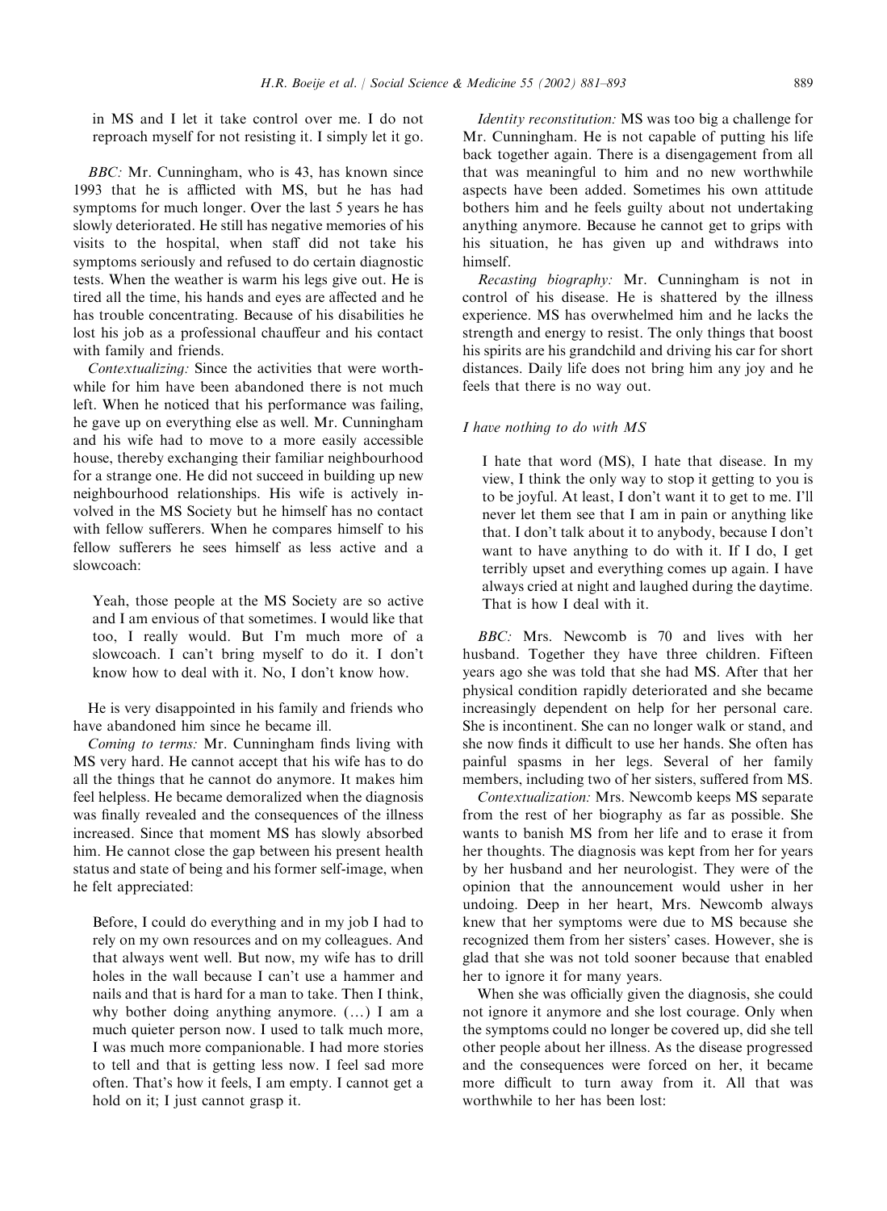in MS and I let it take control over me. I do not reproach myself for not resisting it. I simply let it go.

*BBC:* Mr. Cunningham, who is 43, has known since 1993 that he is afflicted with MS, but he has had symptoms for much longer. Over the last 5 years he has slowly deteriorated. He still has negative memories of his visits to the hospital, when staff did not take his symptoms seriously and refused to do certain diagnostic tests. When the weather is warm his legs give out. He is tired all the time, his hands and eyes are affected and he has trouble concentrating. Because of his disabilities he lost his job as a professional chauffeur and his contact with family and friends.

*Contextualizing:* Since the activities that were worthwhile for him have been abandoned there is not much left. When he noticed that his performance was failing, he gave up on everything else as well. Mr. Cunningham and his wife had to move to a more easily accessible house, thereby exchanging their familiar neighbourhood for a strange one. He did not succeed in building up new neighbourhood relationships. His wife is actively involved in the MS Society but he himself has no contact with fellow sufferers. When he compares himself to his fellow sufferers he sees himself as less active and a slowcoach:

> Yeah, those people at the MS Society are so active and I am envious of that sometimes. I would like that too, I really would. But I'm much more of a slowcoach. I can't bring myself to do it. I don't know how to deal with it. No, I don't know how.

He is very disappointed in his family and friends who have abandoned him since he became ill.

*Coming to terms:* Mr. Cunningham finds living with MS very hard. He cannot accept that his wife has to do all the things that he cannot do anymore. It makes him feel helpless. He became demoralized when the diagnosis was finally revealed and the consequences of the illness increased. Since that moment MS has slowly absorbed him. He cannot close the gap between his present health status and state of being and his former self-image, when he felt appreciated:

> Before, I could do everything and in my job I had to rely on my own resources and on my colleagues. And that always went well. But now, my wife has to drill holes in the wall because I can't use a hammer and nails and that is hard for a man to take. Then I think, why bother doing anything anymore. (…) I am a much quieter person now. I used to talk much more, I was much more companionable. I had more stories to tell and that is getting less now. I feel sad more often. That's how it feels, I am empty. I cannot get a hold on it; I just cannot grasp it.

*Identity reconstitution:* MS was too big a challenge for Mr. Cunningham. He is not capable of putting his life back together again. There is a disengagement from all that was meaningful to him and no new worthwhile aspects have been added. Sometimes his own attitude bothers him and he feels guilty about not undertaking anything anymore. Because he cannot get to grips with his situation, he has given up and withdraws into himself.

*Recasting biography:* Mr. Cunningham is not in control of his disease. He is shattered by the illness experience. MS has overwhelmed him and he lacks the strength and energy to resist. The only things that boost his spirits are his grandchild and driving his car for short distances. Daily life does not bring him any joy and he feels that there is no way out.

### *I have nothing to do with MS*

> I hate that word (MS), I hate that disease. In my view, I think the only way to stop it getting to you is to be joyful. At least, I don't want it to get to me. I'll never let them see that I am in pain or anything like that. I don't talk about it to anybody, because I don't want to have anything to do with it. If I do, I get terribly upset and everything comes up again. I have always cried at night and laughed during the daytime. That is how I deal with it.

*BBC:* Mrs. Newcomb is 70 and lives with her husband. Together they have three children. Fifteen years ago she was told that she had MS. After that her physical condition rapidly deteriorated and she became increasingly dependent on help for her personal care. She is incontinent. She can no longer walk or stand, and she now finds it difficult to use her hands. She often has painful spasms in her legs. Several of her family members, including two of her sisters, suffered from MS.

*Contextualization:* Mrs. Newcomb keeps MS separate from the rest of her biography as far as possible. She wants to banish MS from her life and to erase it from her thoughts. The diagnosis was kept from her for years by her husband and her neurologist. They were of the opinion that the announcement would usher in her undoing. Deep in her heart, Mrs. Newcomb always knew that her symptoms were due to MS because she recognized them from her sisters' cases. However, she is glad that she was not told sooner because that enabled her to ignore it for many years.

When she was officially given the diagnosis, she could not ignore it anymore and she lost courage. Only when the symptoms could no longer be covered up, did she tell other people about her illness. As the disease progressed and the consequences were forced on her, it became more difficult to turn away from it. All that was worthwhile to her has been lost: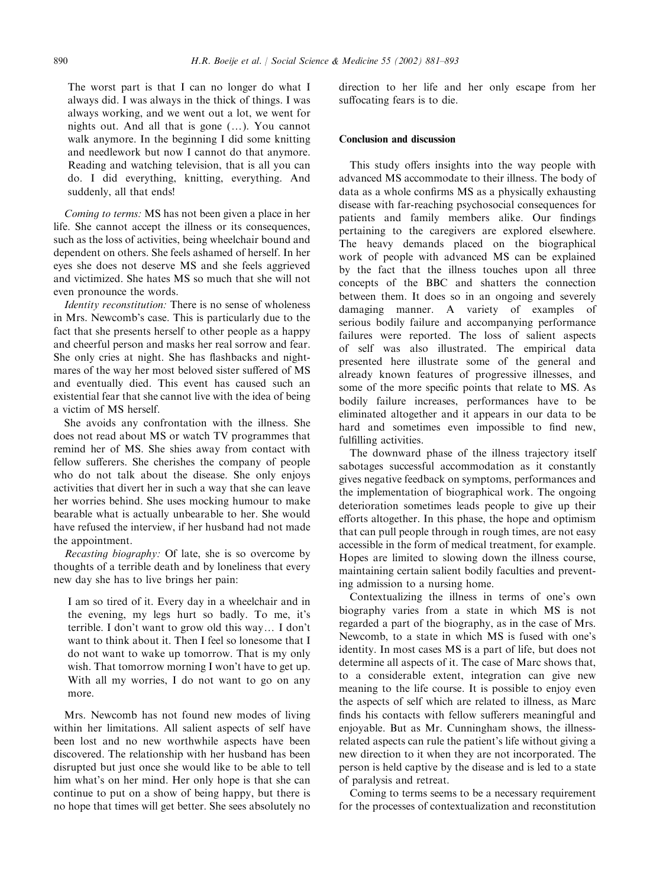> The worst part is that I can no longer do what I always did. I was always in the thick of things. I was always working, and we went out a lot, we went for nights out. And all that is gone (…). You cannot walk anymore. In the beginning I did some knitting and needlework but now I cannot do that anymore. Reading and watching television, that is all you can do. I did everything, knitting, everything. And suddenly, all that ends!

*Coming to terms:* MS has not been given a place in her life. She cannot accept the illness or its consequences, such as the loss of activities, being wheelchair bound and dependent on others. She feels ashamed of herself. In her eyes she does not deserve MS and she feels aggrieved and victimized. She hates MS so much that she will not even pronounce the words.

*Identity reconstitution:* There is no sense of wholeness in Mrs. Newcomb's case. This is particularly due to the fact that she presents herself to other people as a happy and cheerful person and masks her real sorrow and fear. She only cries at night. She has flashbacks and nightmares of the way her most beloved sister suffered of MS and eventually died. This event has caused such an existential fear that she cannot live with the idea of being a victim of MS herself.

She avoids any confrontation with the illness. She does not read about MS or watch TV programmes that remind her of MS. She shies away from contact with fellow sufferers. She cherishes the company of people who do not talk about the disease. She only enjoys activities that divert her in such a way that she can leave her worries behind. She uses mocking humour to make bearable what is actually unbearable to her. She would have refused the interview, if her husband had not made the appointment.

*Recasting biography:* Of late, she is so overcome by thoughts of a terrible death and by loneliness that every new day she has to live brings her pain:

> I am so tired of it. Every day in a wheelchair and in the evening, my legs hurt so badly. To me, it's terrible. I don't want to grow old this way… I don't want to think about it. Then I feel so lonesome that I do not want to wake up tomorrow. That is my only wish. That tomorrow morning I won't have to get up. With all my worries, I do not want to go on any more.

Mrs. Newcomb has not found new modes of living within her limitations. All salient aspects of self have been lost and no new worthwhile aspects have been discovered. The relationship with her husband has been disrupted but just once she would like to be able to tell him what's on her mind. Her only hope is that she can continue to put on a show of being happy, but there is no hope that times will get better. She sees absolutely no direction to her life and her only escape from her suffocating fears is to die.

## Conclusion and discussion

This study offers insights into the way people with advanced MS accommodate to their illness. The body of data as a whole confirms MS as a physically exhausting disease with far-reaching psychosocial consequences for patients and family members alike. Our findings pertaining to the caregivers are explored elsewhere. The heavy demands placed on the biographical work of people with advanced MS can be explained by the fact that the illness touches upon all three concepts of the BBC and shatters the connection between them. It does so in an ongoing and severely damaging manner. A variety of examples of serious bodily failure and accompanying performance failures were reported. The loss of salient aspects of self was also illustrated. The empirical data presented here illustrate some of the general and already known features of progressive illnesses, and some of the more specific points that relate to MS. As bodily failure increases, performances have to be eliminated altogether and it appears in our data to be hard and sometimes even impossible to find new, fulfilling activities.

The downward phase of the illness trajectory itself sabotages successful accommodation as it constantly gives negative feedback on symptoms, performances and the implementation of biographical work. The ongoing deterioration sometimes leads people to give up their efforts altogether. In this phase, the hope and optimism that can pull people through in rough times, are not easy accessible in the form of medical treatment, for example. Hopes are limited to slowing down the illness course, maintaining certain salient bodily faculties and preventing admission to a nursing home.

Contextualizing the illness in terms of one's own biography varies from a state in which MS is not regarded a part of the biography, as in the case of Mrs. Newcomb, to a state in which MS is fused with one's identity. In most cases MS is a part of life, but does not determine all aspects of it. The case of Marc shows that, to a considerable extent, integration can give new meaning to the life course. It is possible to enjoy even the aspects of self which are related to illness, as Marc finds his contacts with fellow sufferers meaningful and enjoyable. But as Mr. Cunningham shows, the illness-related aspects can rule the patient's life without giving a new direction to it when they are not incorporated. The person is held captive by the disease and is led to a state of paralysis and retreat.

Coming to terms seems to be a necessary requirement for the processes of contextualization and reconstitution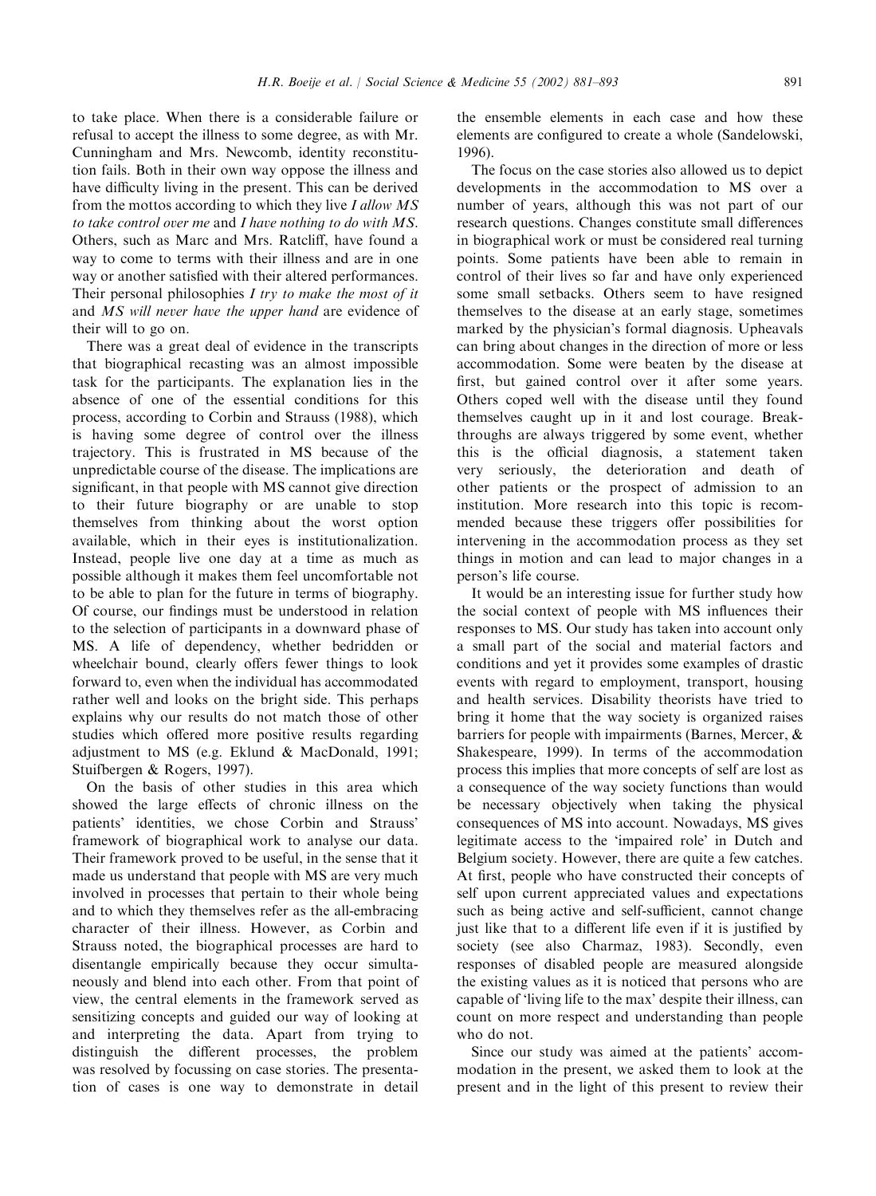to take place. When there is a considerable failure or refusal to accept the illness to some degree, as with Mr. Cunningham and Mrs. Newcomb, identity reconstitution fails. Both in their own way oppose the illness and have difficulty living in the present. This can be derived from the mottos according to which they live *I allow MS to take control over me* and *I have nothing to do with MS*. Others, such as Marc and Mrs. Ratcliff, have found a way to come to terms with their illness and are in one way or another satisfied with their altered performances. Their personal philosophies *I try to make the most of it* and *MS will never have the upper hand* are evidence of their will to go on.

There was a great deal of evidence in the transcripts that biographical recasting was an almost impossible task for the participants. The explanation lies in the absence of one of the essential conditions for this process, according to Corbin and Strauss (1988), which is having some degree of control over the illness trajectory. This is frustrated in MS because of the unpredictable course of the disease. The implications are significant, in that people with MS cannot give direction to their future biography or are unable to stop themselves from thinking about the worst option available, which in their eyes is institutionalization. Instead, people live one day at a time as much as possible although it makes them feel uncomfortable not to be able to plan for the future in terms of biography. Of course, our findings must be understood in relation to the selection of participants in a downward phase of MS. A life of dependency, whether bedridden or wheelchair bound, clearly offers fewer things to look forward to, even when the individual has accommodated rather well and looks on the bright side. This perhaps explains why our results do not match those of other studies which offered more positive results regarding adjustment to MS (e.g. Eklund & MacDonald, 1991; Stuifbergen & Rogers, 1997).

On the basis of other studies in this area which showed the large effects of chronic illness on the patients' identities, we chose Corbin and Strauss' framework of biographical work to analyse our data. Their framework proved to be useful, in the sense that it made us understand that people with MS are very much involved in processes that pertain to their whole being and to which they themselves refer as the all-embracing character of their illness. However, as Corbin and Strauss noted, the biographical processes are hard to disentangle empirically because they occur simultaneously and blend into each other. From that point of view, the central elements in the framework served as sensitizing concepts and guided our way of looking at and interpreting the data. Apart from trying to distinguish the different processes, the problem was resolved by focussing on case stories. The presentation of cases is one way to demonstrate in detail the ensemble elements in each case and how these elements are configured to create a whole (Sandelowski, 1996).

The focus on the case stories also allowed us to depict developments in the accommodation to MS over a number of years, although this was not part of our research questions. Changes constitute small differences in biographical work or must be considered real turning points. Some patients have been able to remain in control of their lives so far and have only experienced some small setbacks. Others seem to have resigned themselves to the disease at an early stage, sometimes marked by the physician's formal diagnosis. Upheavals can bring about changes in the direction of more or less accommodation. Some were beaten by the disease at first, but gained control over it after some years. Others coped well with the disease until they found themselves caught up in it and lost courage. Breakthroughs are always triggered by some event, whether this is the official diagnosis, a statement taken very seriously, the deterioration and death of other patients or the prospect of admission to an institution. More research into this topic is recommended because these triggers offer possibilities for intervening in the accommodation process as they set things in motion and can lead to major changes in a person's life course.

It would be an interesting issue for further study how the social context of people with MS influences their responses to MS. Our study has taken into account only a small part of the social and material factors and conditions and yet it provides some examples of drastic events with regard to employment, transport, housing and health services. Disability theorists have tried to bring it home that the way society is organized raises barriers for people with impairments (Barnes, Mercer, & Shakespeare, 1999). In terms of the accommodation process this implies that more concepts of self are lost as a consequence of the way society functions than would be necessary objectively when taking the physical consequences of MS into account. Nowadays, MS gives legitimate access to the 'impaired role' in Dutch and Belgium society. However, there are quite a few catches. At first, people who have constructed their concepts of self upon current appreciated values and expectations such as being active and self-sufficient, cannot change just like that to a different life even if it is justified by society (see also Charmaz, 1983). Secondly, even responses of disabled people are measured alongside the existing values as it is noticed that persons who are capable of 'living life to the max' despite their illness, can count on more respect and understanding than people who do not.

Since our study was aimed at the patients' accommodation in the present, we asked them to look at the present and in the light of this present to review their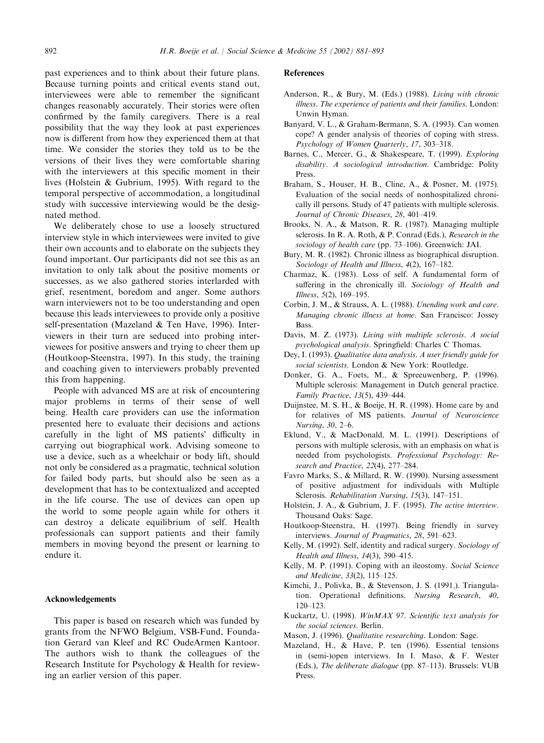past experiences and to think about their future plans. Because turning points and critical events stand out, interviewees were able to remember the significant changes reasonably accurately. Their stories were often confirmed by the family caregivers. There is a real possibility that the way they look at past experiences now is different from how they experienced them at that time. We consider the stories they told us to be the versions of their lives they were comfortable sharing with the interviewers at this specific moment in their lives (Holstein & Gubrium, 1995). With regard to the temporal perspective of accommodation, a longitudinal study with successive interviewing would be the designated method.

We deliberately chose to use a loosely structured interview style in which interviewees were invited to give their own accounts and to elaborate on the subjects they found important. Our participants did not see this as an invitation to only talk about the positive moments or successes, as we also gathered stories interlarded with grief, resentment, boredom and anger. Some authors warn interviewers not to be too understanding and open because this leads interviewees to provide only a positive self-presentation (Mazeland & Ten Have, 1996). Interviewers in their turn are seduced into probing interviewees for positive answers and trying to cheer them up (Houtkoop-Steenstra, 1997). In this study, the training and coaching given to interviewers probably prevented this from happening.

People with advanced MS are at risk of encountering major problems in terms of their sense of well being. Health care providers can use the information presented here to evaluate their decisions and actions carefully in the light of MS patients' difficulty in carrying out biographical work. Advising someone to use a device, such as a wheelchair or body lift, should not only be considered as a pragmatic, technical solution for failed body parts, but should also be seen as a development that has to be contextualized and accepted in the life course. The use of devices can open up the world to some people again while for others it can destroy a delicate equilibrium of self. Health professionals can support patients and their family members in moving beyond the present or learning to endure it.

## Acknowledgements

This paper is based on research which was funded by grants from the NFWO Belgium, VSB-Fund, Foundation Gerard van Kleef and RC OudeArmen Kantoor. The authors wish to thank the colleagues of the Research Institute for Psychology & Health for reviewing an earlier version of this paper.

## References

Anderson, R., & Bury, M. (Eds.) (1988). *Living with chronic illness. The experience of patients and their families*. London: Unwin Hyman.

Banyard, V. L., & Graham-Bermann, S. A. (1993). Can women cope? A gender analysis of theories of coping with stress. *Psychology of Women Quarterly*, *17*, 303–318.

Barnes, C., Mercer, G., & Shakespeare, T. (1999). *Exploring disability. A sociological introduction*. Cambridge: Polity Press.

Braham, S., Houser, H. B., Cline, A., & Posner, M. (1975). Evaluation of the social needs of nonhospitalized chronically ill persons. Study of 47 patients with multiple sclerosis. *Journal of Chronic Diseases*, *28*, 401–419.

Brooks, N. A., & Matson, R. R. (1987). Managing multiple sclerosis. In R. A. Roth, & P. Conrad (Eds.), *Research in the sociology of health care* (pp. 73–106). Greenwich: JAI.

Bury, M. R. (1982). Chronic illness as biographical disruption. *Sociology of Health and Illness*, *4*(2), 167–182.

Charmaz, K. (1983). Loss of self. A fundamental form of suffering in the chronically ill. *Sociology of Health and Illness*, *5*(2), 169–195.

Corbin, J. M., & Strauss, A. L. (1988). *Unending work and care. Managing chronic illness at home*. San Francisco: Jossey Bass.

Davis, M. Z. (1973). *Living with multiple sclerosis. A social psychological analysis*. Springfield: Charles C Thomas.

Dey, I. (1993). *Qualitative data analysis. A user friendly guide for social scientists*. London & New York: Routledge.

Donker, G. A., Foets, M., & Spreeuwenberg, P. (1996). Multiple sclerosis: Management in Dutch general practice. *Family Practice*, *13*(5), 439–444.

Duijnstee, M. S. H., & Boeije, H. R. (1998). Home care by and for relatives of MS patients. *Journal of Neuroscience Nursing*, *30*, 2–6.

Eklund, V., & MacDonald, M. L. (1991). Descriptions of persons with multiple sclerosis, with an emphasis on what is needed from psychologists. *Professional Psychology: Research and Practice*, *22*(4), 277–284.

Favro Marks, S., & Millard, R. W. (1990). Nursing assessment of positive adjustment for individuals with Multiple Sclerosis. *Rehabilitation Nursing*, *15*(3), 147–151.

Holstein, J. A., & Gubrium, J. F. (1995). *The active interview*. Thousand Oaks: Sage.

Houtkoop-Steenstra, H. (1997). Being friendly in survey interviews. *Journal of Pragmatics*, *28*, 591–623.

Kelly, M. (1992). Self, identity and radical surgery. *Sociology of Health and Illness*, *14*(3), 390–415.

Kelly, M. P. (1991). Coping with an ileostomy. *Social Science and Medicine*, *33*(2), 115–125.

Kimchi, J., Polivka, B., & Stevenson, J. S. (1991,). Triangulation. Operational definitions. *Nursing Research*, *40*, 120–123.

Kuckartz, U. (1998). *WinMAX 97. Scientific text analysis for the social sciences*. Berlin.

Mason, J. (1996). *Qualitative researching*. London: Sage.

Mazeland, H., & Have, P. ten (1996). Essential tensions in (semi-)open interviews. In I. Maso, & F. Wester (Eds.), *The deliberate dialogue* (pp. 87–113). Brussels: VUB Press.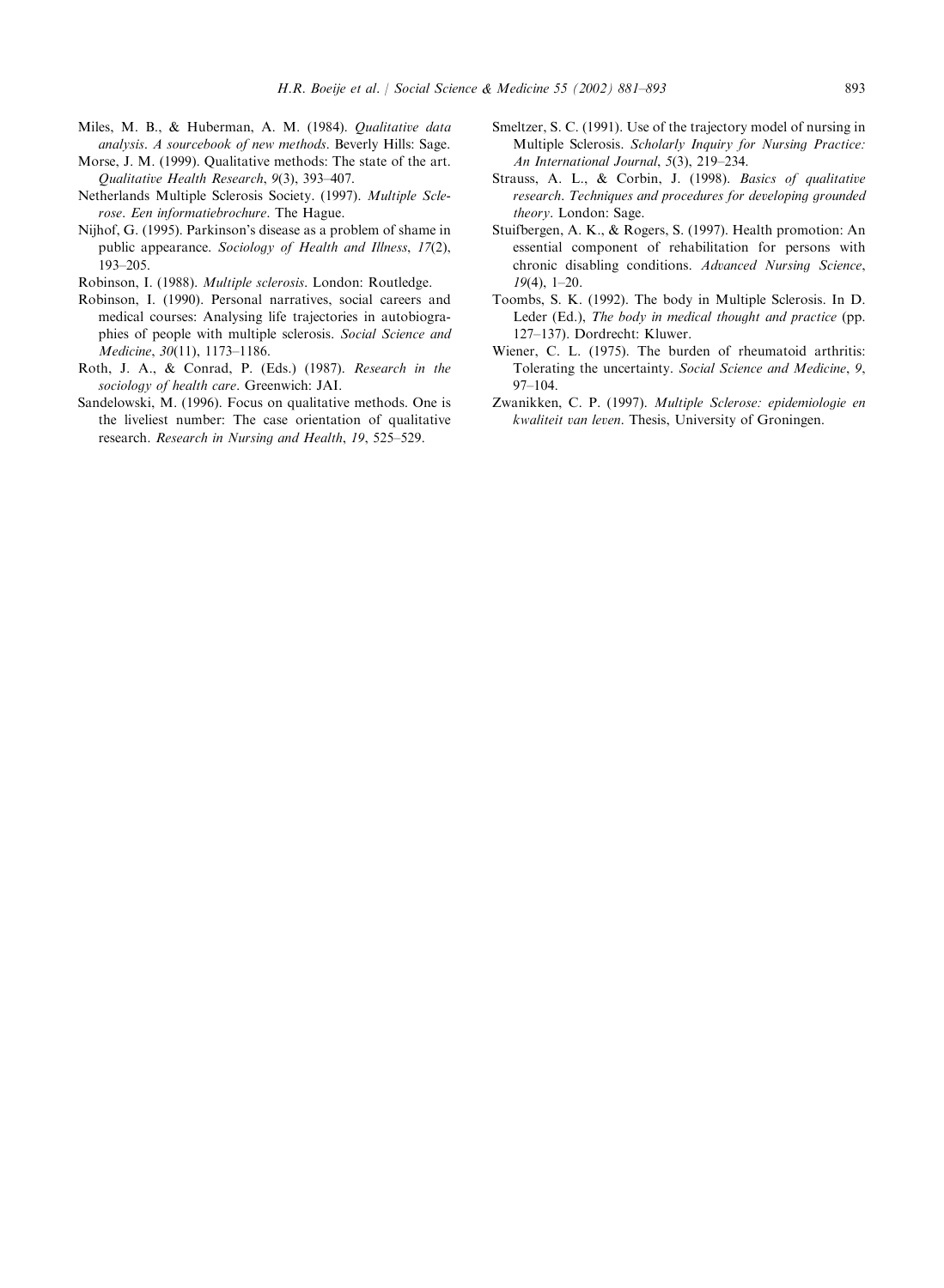Miles, M. B., & Huberman, A. M. (1984). *Qualitative data analysis. A sourcebook of new methods*. Beverly Hills: Sage.

Morse, J. M. (1999). Qualitative methods: The state of the art. *Qualitative Health Research*, *9*(3), 393–407.

Netherlands Multiple Sclerosis Society. (1997). *Multiple Sclerose. Een informatiebrochure*. The Hague.

Nijhof, G. (1995). Parkinson's disease as a problem of shame in public appearance. *Sociology of Health and Illness*, *17*(2), 193–205.

Robinson, I. (1988). *Multiple sclerosis*. London: Routledge.

Robinson, I. (1990). Personal narratives, social careers and medical courses: Analysing life trajectories in autobiographies of people with multiple sclerosis. *Social Science and Medicine*, *30*(11), 1173–1186.

Roth, J. A., & Conrad, P. (Eds.) (1987). *Research in the sociology of health care*. Greenwich: JAI.

Sandelowski, M. (1996). Focus on qualitative methods. One is the liveliest number: The case orientation of qualitative research. *Research in Nursing and Health*, *19*, 525–529.

Smeltzer, S. C. (1991). Use of the trajectory model of nursing in Multiple Sclerosis. *Scholarly Inquiry for Nursing Practice: An International Journal*, *5*(3), 219–234.

Strauss, A. L., & Corbin, J. (1998). *Basics of qualitative research. Techniques and procedures for developing grounded theory*. London: Sage.

Stuifbergen, A. K., & Rogers, S. (1997). Health promotion: An essential component of rehabilitation for persons with chronic disabling conditions. *Advanced Nursing Science*, *19*(4), 1–20.

Toombs, S. K. (1992). The body in Multiple Sclerosis. In D. Leder (Ed.), *The body in medical thought and practice* (pp. 127–137). Dordrecht: Kluwer.

Wiener, C. L. (1975). The burden of rheumatoid arthritis: Tolerating the uncertainty. *Social Science and Medicine*, *9*, 97–104.

Zwanikken, C. P. (1997). *Multiple Sclerose: epidemiologie en kwaliteit van leven*. Thesis, University of Groningen.